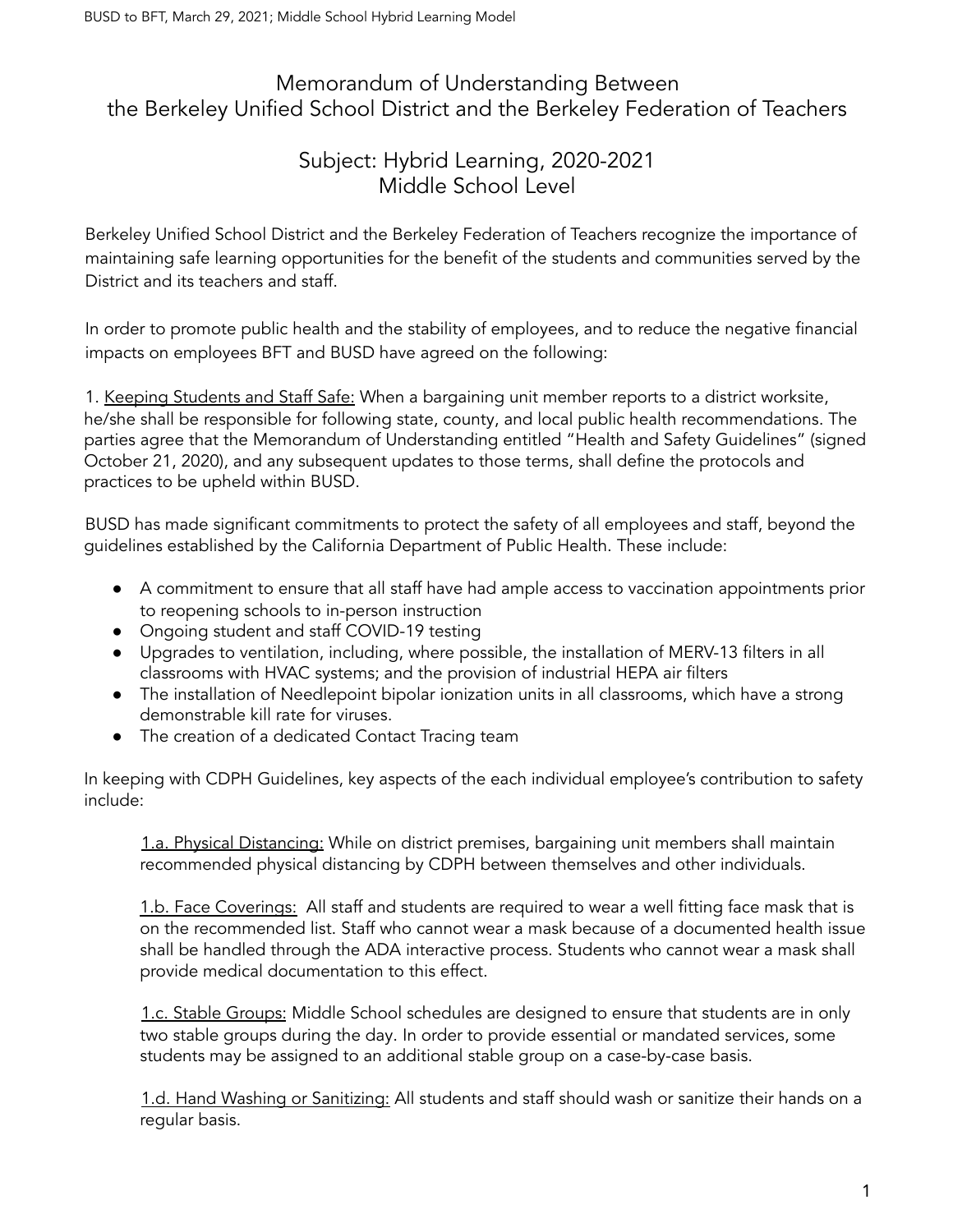# Memorandum of Understanding Between the Berkeley Unified School District and the Berkeley Federation of Teachers

## Subject: Hybrid Learning, 2020-2021 Middle School Level

Berkeley Unified School District and the Berkeley Federation of Teachers recognize the importance of maintaining safe learning opportunities for the benefit of the students and communities served by the District and its teachers and staff.

In order to promote public health and the stability of employees, and to reduce the negative financial impacts on employees BFT and BUSD have agreed on the following:

1. Keeping Students and Staff Safe: When a bargaining unit member reports to a district worksite, he/she shall be responsible for following state, county, and local public health recommendations. The parties agree that the Memorandum of Understanding entitled "Health and Safety Guidelines" (signed October 21, 2020), and any subsequent updates to those terms, shall define the protocols and practices to be upheld within BUSD.

BUSD has made significant commitments to protect the safety of all employees and staff, beyond the guidelines established by the California Department of Public Health. These include:

- A commitment to ensure that all staff have had ample access to vaccination appointments prior to reopening schools to in-person instruction
- Ongoing student and staff COVID-19 testing
- Upgrades to ventilation, including, where possible, the installation of MERV-13 filters in all classrooms with HVAC systems; and the provision of industrial HEPA air filters
- The installation of Needlepoint bipolar ionization units in all classrooms, which have a strong demonstrable kill rate for viruses.
- The creation of a dedicated Contact Tracing team

In keeping with CDPH Guidelines, key aspects of the each individual employee's contribution to safety include:

1.a. Physical Distancing: While on district premises, bargaining unit members shall maintain recommended physical distancing by CDPH between themselves and other individuals.

1.b. Face Coverings: All staff and students are required to wear a well fitting face mask that is on the recommended list. Staff who cannot wear a mask because of a documented health issue shall be handled through the ADA interactive process. Students who cannot wear a mask shall provide medical documentation to this effect.

1.c. Stable Groups: Middle School schedules are designed to ensure that students are in only two stable groups during the day. In order to provide essential or mandated services, some students may be assigned to an additional stable group on a case-by-case basis.

1.d. Hand Washing or Sanitizing: All students and staff should wash or sanitize their hands on a regular basis.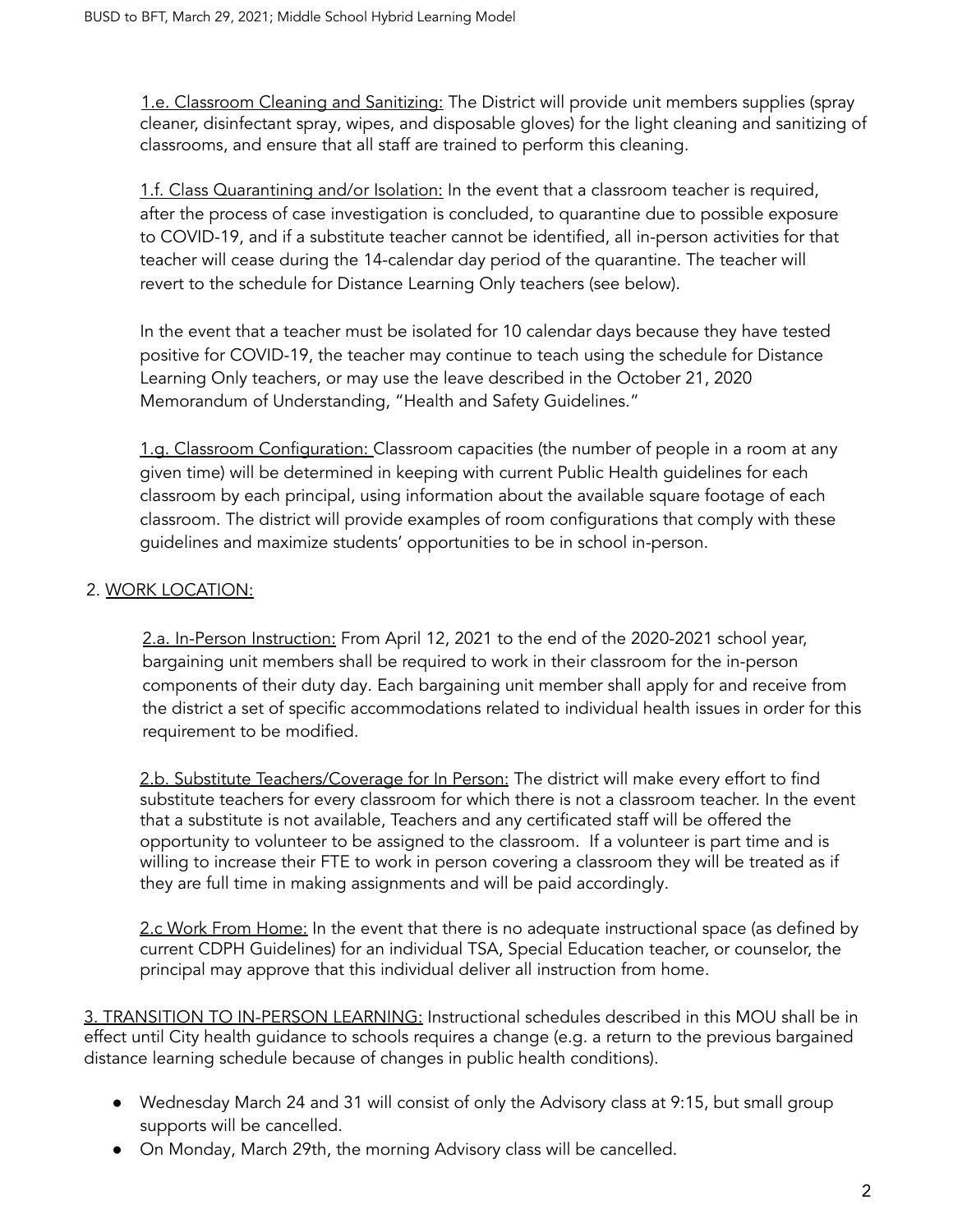1.e. Classroom Cleaning and Sanitizing: The District will provide unit members supplies (spray cleaner, disinfectant spray, wipes, and disposable gloves) for the light cleaning and sanitizing of classrooms, and ensure that all staff are trained to perform this cleaning.

1.f. Class Quarantining and/or Isolation: In the event that a classroom teacher is required, after the process of case investigation is concluded, to quarantine due to possible exposure to COVID-19, and if a substitute teacher cannot be identified, all in-person activities for that teacher will cease during the 14-calendar day period of the quarantine. The teacher will revert to the schedule for Distance Learning Only teachers (see below).

In the event that a teacher must be isolated for 10 calendar days because they have tested positive for COVID-19, the teacher may continue to teach using the schedule for Distance Learning Only teachers, or may use the leave described in the October 21, 2020 Memorandum of Understanding, "Health and Safety Guidelines."

1.g. Classroom Configuration: Classroom capacities (the number of people in a room at any given time) will be determined in keeping with current Public Health guidelines for each classroom by each principal, using information about the available square footage of each classroom. The district will provide examples of room configurations that comply with these guidelines and maximize students' opportunities to be in school in-person.

## 2. WORK LOCATION:

2.a. In-Person Instruction: From April 12, 2021 to the end of the 2020-2021 school year, bargaining unit members shall be required to work in their classroom for the in-person components of their duty day. Each bargaining unit member shall apply for and receive from the district a set of specific accommodations related to individual health issues in order for this requirement to be modified.

2.b. Substitute Teachers/Coverage for In Person: The district will make every effort to find substitute teachers for every classroom for which there is not a classroom teacher. In the event that a substitute is not available, Teachers and any certificated staff will be offered the opportunity to volunteer to be assigned to the classroom. If a volunteer is part time and is willing to increase their FTE to work in person covering a classroom they will be treated as if they are full time in making assignments and will be paid accordingly.

2.c Work From Home: In the event that there is no adequate instructional space (as defined by current CDPH Guidelines) for an individual TSA, Special Education teacher, or counselor, the principal may approve that this individual deliver all instruction from home.

## 3. TRANSITION TO IN-PERSON LEARNING:

Instructional schedules described in this MOU shall be in effect until City health guidance to schools requires a change (e.g. a return to the previous bargained distance learning schedule because of changes in public health conditions).

- Wednesday March 24 and 31 will consist of only the Advisory class at 9:15, but small group supports will be cancelled.
- On Monday, March 29th, the morning Advisory class will be cancelled.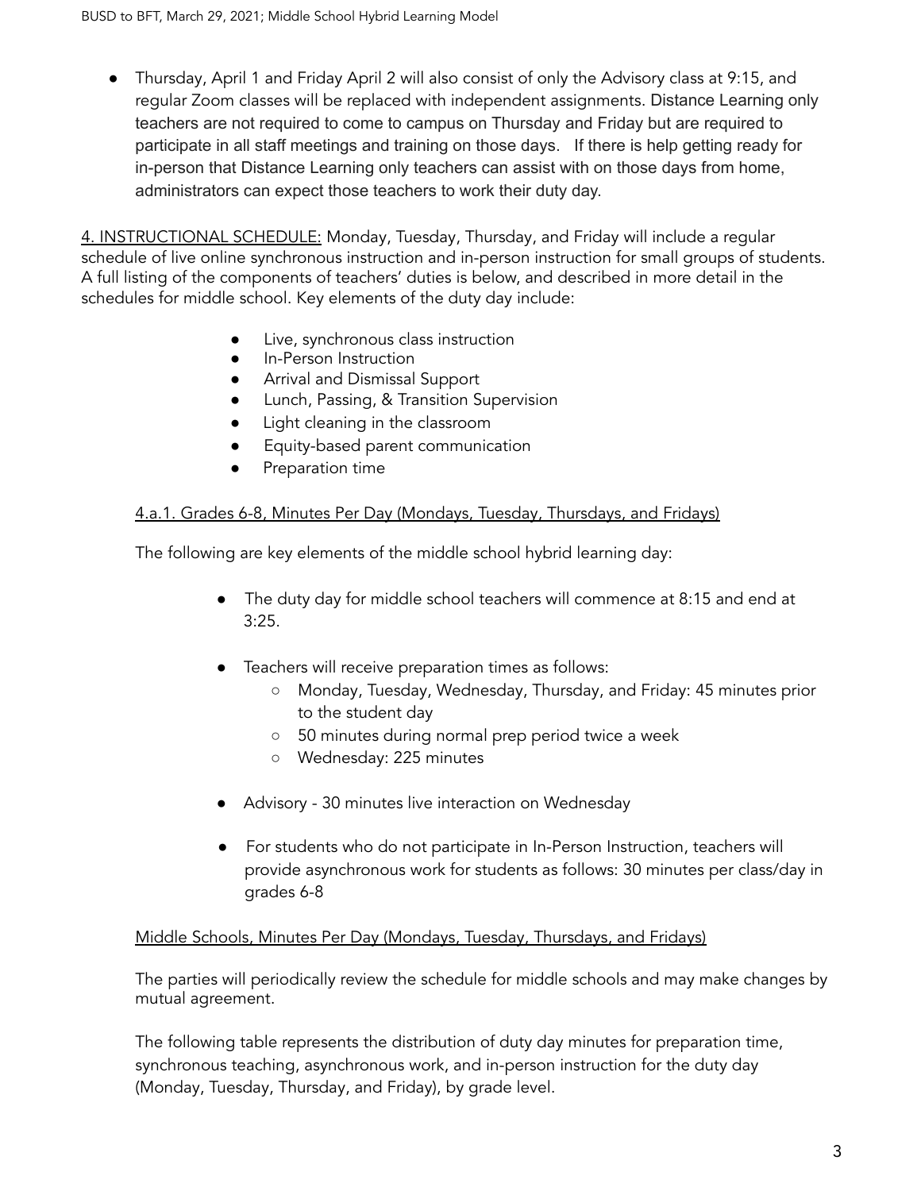- Thursday, April 1 and Friday April 2 will also consist of only the Advisory class at 9:15, and regular Zoom classes will be replaced with independent assignments. Distance Learning only teachers are not required to come to campus on Thursday and Friday but are required to participate in all staff meetings and training on those days. If there is help getting ready for in-person that Distance Learning only teachers can assist with on those days from home, administrators can expect those teachers to work their duty day.

4. INSTRUCTIONAL SCHEDULE: Monday, Tuesday, Thursday, and Friday will include a regular schedule of live online synchronous instruction and in-person instruction for small groups of students. A full listing of the components of teachers' duties is below, and described in more detail in the schedules for middle school. Key elements of the duty day include:

- Live, synchronous class instruction
- In-Person Instruction
- Arrival and Dismissal Support
- Lunch, Passing, & Transition Supervision
- Light cleaning in the classroom
- Equity-based parent communication
- Preparation time

4.a.1. Grades 6-8, Minutes Per Day (Mondays, Tuesday, Thursdays, and Fridays)

The following are key elements of the middle school hybrid learning day:

- The duty day for middle school teachers will commence at 8:15 and end at 3:25.
- Teachers will receive preparation times as follows:
  - Monday, Tuesday, Wednesday, Thursday, and Friday: 45 minutes prior to the student day
  - 50 minutes during normal prep period twice a week
  - Wednesday: 225 minutes
- Advisory - 30 minutes live interaction on Wednesday
- For students who do not participate in In-Person Instruction, teachers will provide asynchronous work for students as follows: 30 minutes per class/day in grades 6-8

Middle Schools, Minutes Per Day (Mondays, Tuesday, Thursdays, and Fridays)

The parties will periodically review the schedule for middle schools and may make changes by mutual agreement.

The following table represents the distribution of duty day minutes for preparation time, synchronous teaching, asynchronous work, and in-person instruction for the duty day (Monday, Tuesday, Thursday, and Friday), by grade level.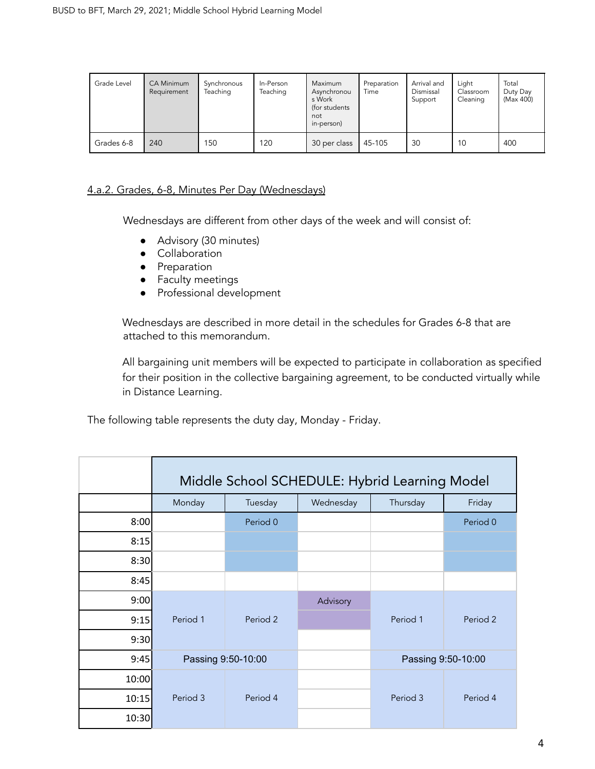| Grade Level | CA Minimum Requirement | Synchronous Teaching | In-Person Teaching | Maximum Asynchronous Work (for students not in-person) | Preparation Time | Arrival and Dismissal Support | Light Classroom Cleaning | Total Duty Day (Max 400) |
|---|---|---|---|---|---|---|---|---|
| Grades 6-8 | 240 | 150 | 120 | 30 per class | 45-105 | 30 | 10 | 400 |

4.a.2. Grades, 6-8, Minutes Per Day (Wednesdays)

Wednesdays are different from other days of the week and will consist of:

- Advisory (30 minutes)
- Collaboration
- Preparation
- Faculty meetings
- Professional development

Wednesdays are described in more detail in the schedules for Grades 6-8 that are attached to this memorandum.

All bargaining unit members will be expected to participate in collaboration as specified for their position in the collective bargaining agreement, to be conducted virtually while in Distance Learning.

The following table represents the duty day, Monday - Friday.

| | Middle School SCHEDULE: Hybrid Learning Model | | | | |
|---|---|---|---|---|---|
| | Monday | Tuesday | Wednesday | Thursday | Friday |
| 8:00 | | Period 0 | | | Period 0 |
| 8:15 | | | | | |
| 8:30 | | | | | |
| 8:45 | | | | | |
| 9:00 | Period 1 | Period 2 | Advisory | Period 1 | Period 2 |
| 9:15 | | | | | |
| 9:30 | | | | | |
| 9:45 | Passing 9:50-10:00 | | | Passing 9:50-10:00 | |
| 10:00 | Period 3 | Period 4 | | Period 3 | Period 4 |
| 10:15 | | | | | |
| 10:30 | | | | | |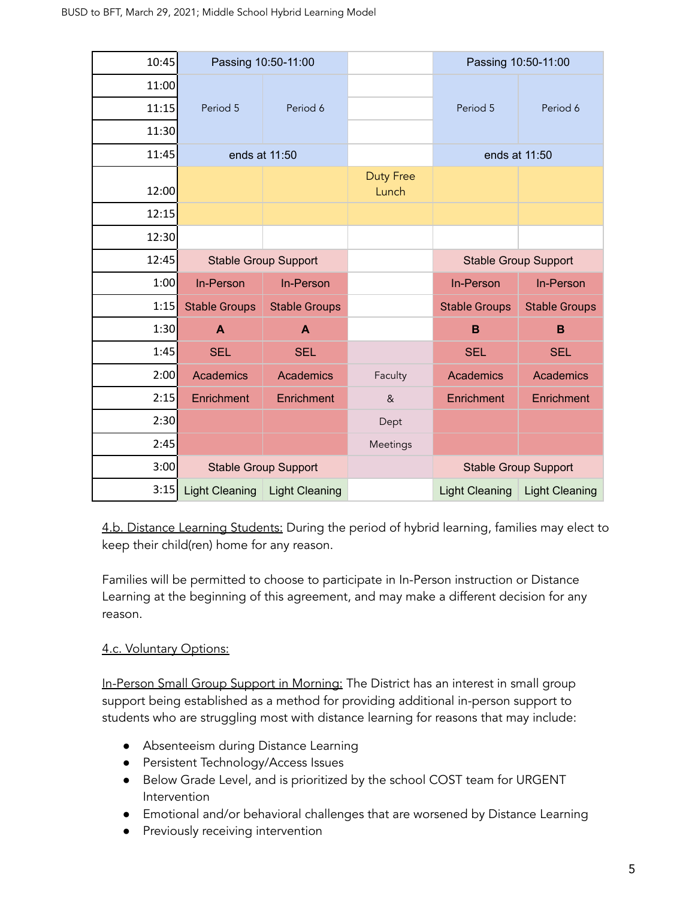| | | | | | |
|---|---|---|---|---|---|
| 10:45 | Passing 10:50-11:00 | | | Passing 10:50-11:00 | |
| 11:00 | | | | | |
| 11:15 | Period 5 | Period 6 | | Period 5 | Period 6 |
| 11:30 | | | | | |
| 11:45 | ends at 11:50 | | | ends at 11:50 | |
| 12:00 | | | Duty Free Lunch | | |
| 12:15 | | | | | |
| 12:30 | | | | | |
| 12:45 | Stable Group Support | | | Stable Group Support | |
| 1:00 | In-Person | In-Person | | In-Person | In-Person |
| 1:15 | Stable Groups | Stable Groups | | Stable Groups | Stable Groups |
| 1:30 | **A** | **A** | | **B** | **B** |
| 1:45 | SEL | SEL | | SEL | SEL |
| 2:00 | Academics | Academics | Faculty | Academics | Academics |
| 2:15 | Enrichment | Enrichment | & | Enrichment | Enrichment |
| 2:30 | | | Dept | | |
| 2:45 | | | Meetings | | |
| 3:00 | Stable Group Support | | | Stable Group Support | |
| 3:15 | Light Cleaning | Light Cleaning | | Light Cleaning | Light Cleaning |

4.b. Distance Learning Students: During the period of hybrid learning, families may elect to keep their child(ren) home for any reason.

Families will be permitted to choose to participate in In-Person instruction or Distance Learning at the beginning of this agreement, and may make a different decision for any reason.

4.c. Voluntary Options:

In-Person Small Group Support in Morning: The District has an interest in small group support being established as a method for providing additional in-person support to students who are struggling most with distance learning for reasons that may include:

- Absenteeism during Distance Learning
- Persistent Technology/Access Issues
- Below Grade Level, and is prioritized by the school COST team for URGENT Intervention
- Emotional and/or behavioral challenges that are worsened by Distance Learning
- Previously receiving intervention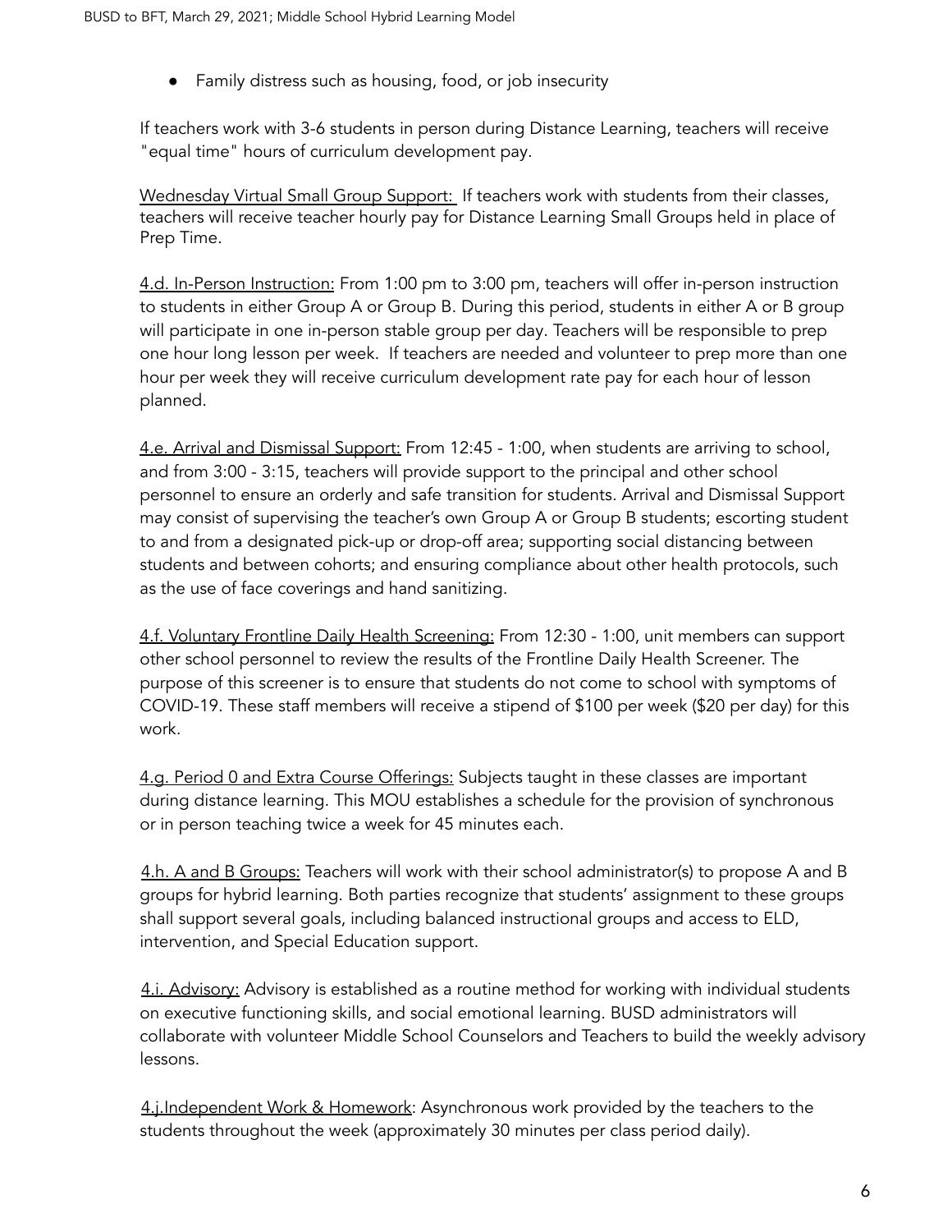- Family distress such as housing, food, or job insecurity

If teachers work with 3-6 students in person during Distance Learning, teachers will receive "equal time" hours of curriculum development pay.

Wednesday Virtual Small Group Support: If teachers work with students from their classes, teachers will receive teacher hourly pay for Distance Learning Small Groups held in place of Prep Time.

4.d. In-Person Instruction: From 1:00 pm to 3:00 pm, teachers will offer in-person instruction to students in either Group A or Group B. During this period, students in either A or B group will participate in one in-person stable group per day. Teachers will be responsible to prep one hour long lesson per week. If teachers are needed and volunteer to prep more than one hour per week they will receive curriculum development rate pay for each hour of lesson planned.

4.e. Arrival and Dismissal Support: From 12:45 - 1:00, when students are arriving to school, and from 3:00 - 3:15, teachers will provide support to the principal and other school personnel to ensure an orderly and safe transition for students. Arrival and Dismissal Support may consist of supervising the teacher's own Group A or Group B students; escorting student to and from a designated pick-up or drop-off area; supporting social distancing between students and between cohorts; and ensuring compliance about other health protocols, such as the use of face coverings and hand sanitizing.

4.f. Voluntary Frontline Daily Health Screening: From 12:30 - 1:00, unit members can support other school personnel to review the results of the Frontline Daily Health Screener. The purpose of this screener is to ensure that students do not come to school with symptoms of COVID-19. These staff members will receive a stipend of $100 per week ($20 per day) for this work.

4.g. Period 0 and Extra Course Offerings: Subjects taught in these classes are important during distance learning. This MOU establishes a schedule for the provision of synchronous or in person teaching twice a week for 45 minutes each.

4.h. A and B Groups: Teachers will work with their school administrator(s) to propose A and B groups for hybrid learning. Both parties recognize that students' assignment to these groups shall support several goals, including balanced instructional groups and access to ELD, intervention, and Special Education support.

4.i. Advisory: Advisory is established as a routine method for working with individual students on executive functioning skills, and social emotional learning. BUSD administrators will collaborate with volunteer Middle School Counselors and Teachers to build the weekly advisory lessons.

4.j.Independent Work & Homework: Asynchronous work provided by the teachers to the students throughout the week (approximately 30 minutes per class period daily).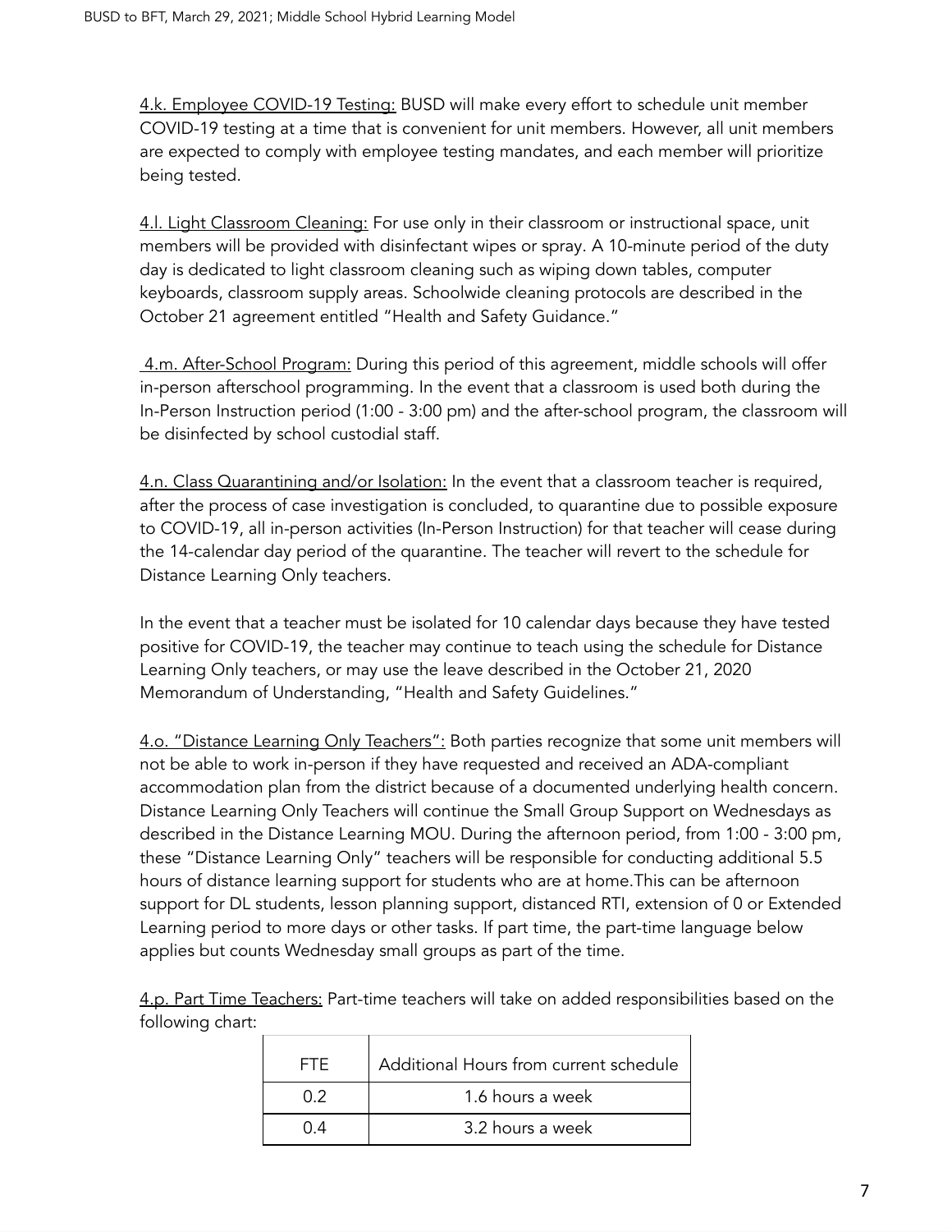<u>4.k. Employee COVID-19 Testing:</u> BUSD will make every effort to schedule unit member COVID-19 testing at a time that is convenient for unit members. However, all unit members are expected to comply with employee testing mandates, and each member will prioritize being tested.

<u>4.l. Light Classroom Cleaning:</u> For use only in their classroom or instructional space, unit members will be provided with disinfectant wipes or spray. A 10-minute period of the duty day is dedicated to light classroom cleaning such as wiping down tables, computer keyboards, classroom supply areas. Schoolwide cleaning protocols are described in the October 21 agreement entitled "Health and Safety Guidance."

<u>4.m. After-School Program:</u> During this period of this agreement, middle schools will offer in-person afterschool programming. In the event that a classroom is used both during the In-Person Instruction period (1:00 - 3:00 pm) and the after-school program, the classroom will be disinfected by school custodial staff.

<u>4.n. Class Quarantining and/or Isolation:</u> In the event that a classroom teacher is required, after the process of case investigation is concluded, to quarantine due to possible exposure to COVID-19, all in-person activities (In-Person Instruction) for that teacher will cease during the 14-calendar day period of the quarantine. The teacher will revert to the schedule for Distance Learning Only teachers.

In the event that a teacher must be isolated for 10 calendar days because they have tested positive for COVID-19, the teacher may continue to teach using the schedule for Distance Learning Only teachers, or may use the leave described in the October 21, 2020 Memorandum of Understanding, "Health and Safety Guidelines."

<u>4.o. "Distance Learning Only Teachers":</u> Both parties recognize that some unit members will not be able to work in-person if they have requested and received an ADA-compliant accommodation plan from the district because of a documented underlying health concern. Distance Learning Only Teachers will continue the Small Group Support on Wednesdays as described in the Distance Learning MOU. During the afternoon period, from 1:00 - 3:00 pm, these "Distance Learning Only" teachers will be responsible for conducting additional 5.5 hours of distance learning support for students who are at home.This can be afternoon support for DL students, lesson planning support, distanced RTI, extension of 0 or Extended Learning period to more days or other tasks. If part time, the part-time language below applies but counts Wednesday small groups as part of the time.

<u>4.p. Part Time Teachers:</u> Part-time teachers will take on added responsibilities based on the following chart:

| FTE | Additional Hours from current schedule |
|---|---|
| 0.2 | 1.6 hours a week |
| 0.4 | 3.2 hours a week |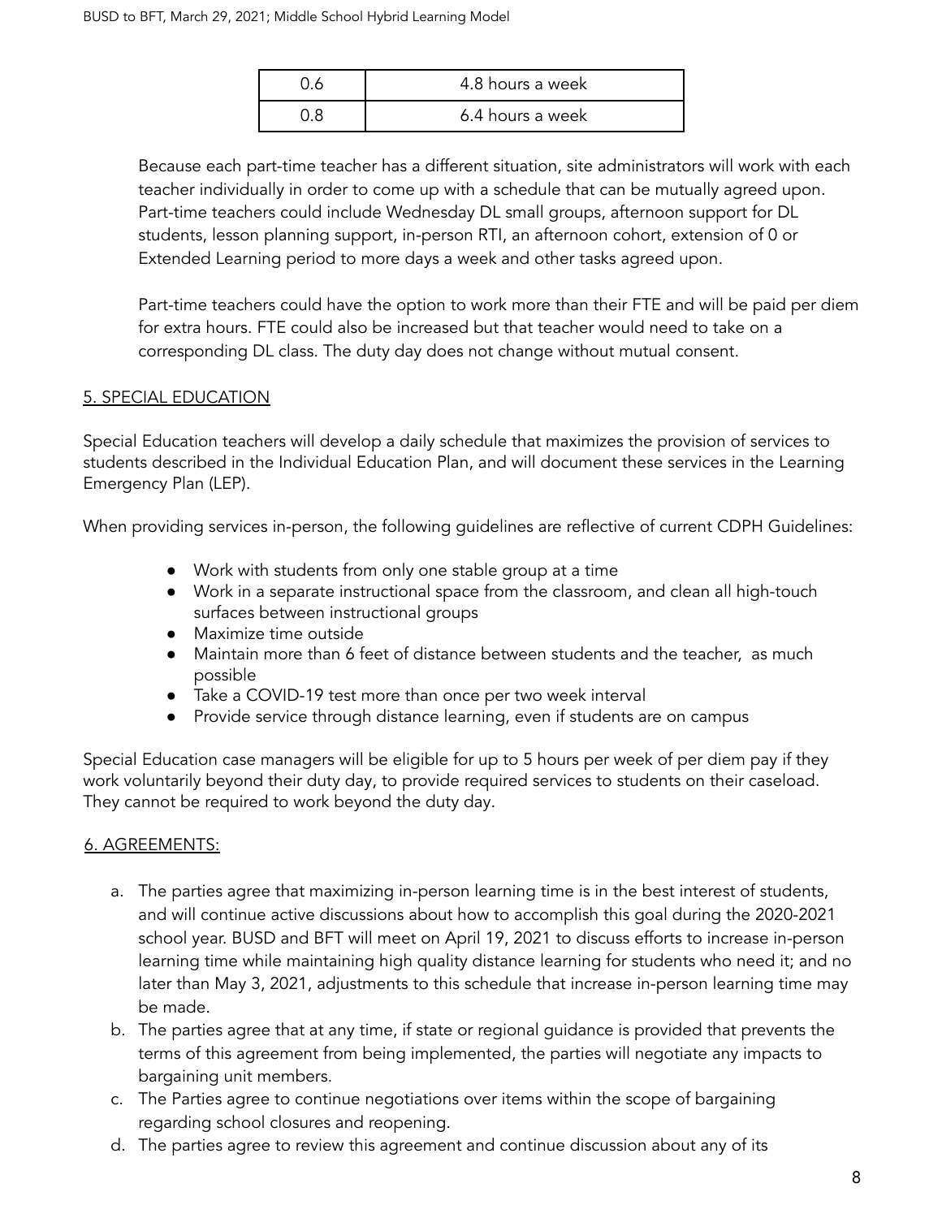| 0.6 | 4.8 hours a week |
|---|---|
| 0.8 | 6.4 hours a week |

Because each part-time teacher has a different situation, site administrators will work with each teacher individually in order to come up with a schedule that can be mutually agreed upon. Part-time teachers could include Wednesday DL small groups, afternoon support for DL students, lesson planning support, in-person RTI, an afternoon cohort, extension of 0 or Extended Learning period to more days a week and other tasks agreed upon.

Part-time teachers could have the option to work more than their FTE and will be paid per diem for extra hours. FTE could also be increased but that teacher would need to take on a corresponding DL class. The duty day does not change without mutual consent.

## 5. SPECIAL EDUCATION

Special Education teachers will develop a daily schedule that maximizes the provision of services to students described in the Individual Education Plan, and will document these services in the Learning Emergency Plan (LEP).

When providing services in-person, the following guidelines are reflective of current CDPH Guidelines:

- Work with students from only one stable group at a time
- Work in a separate instructional space from the classroom, and clean all high-touch surfaces between instructional groups
- Maximize time outside
- Maintain more than 6 feet of distance between students and the teacher,  as much possible
- Take a COVID-19 test more than once per two week interval
- Provide service through distance learning, even if students are on campus

Special Education case managers will be eligible for up to 5 hours per week of per diem pay if they work voluntarily beyond their duty day, to provide required services to students on their caseload. They cannot be required to work beyond the duty day.

## 6. AGREEMENTS:

a. The parties agree that maximizing in-person learning time is in the best interest of students, and will continue active discussions about how to accomplish this goal during the 2020-2021 school year. BUSD and BFT will meet on April 19, 2021 to discuss efforts to increase in-person learning time while maintaining high quality distance learning for students who need it; and no later than May 3, 2021, adjustments to this schedule that increase in-person learning time may be made.
b. The parties agree that at any time, if state or regional guidance is provided that prevents the terms of this agreement from being implemented, the parties will negotiate any impacts to bargaining unit members.
c. The Parties agree to continue negotiations over items within the scope of bargaining regarding school closures and reopening.
d. The parties agree to review this agreement and continue discussion about any of its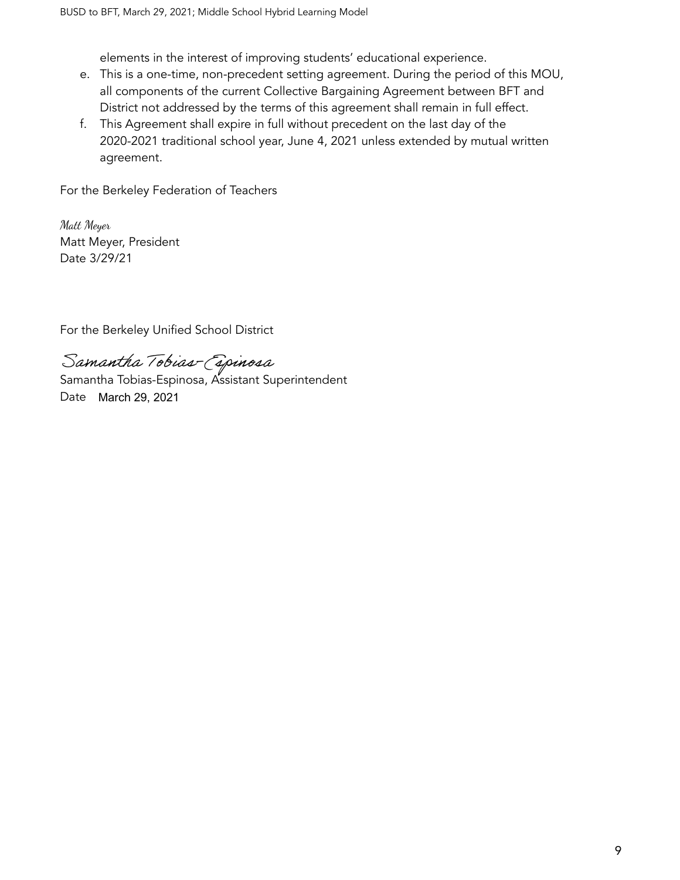elements in the interest of improving students' educational experience.

e. This is a one-time, non-precedent setting agreement. During the period of this MOU, all components of the current Collective Bargaining Agreement between BFT and District not addressed by the terms of this agreement shall remain in full effect.
f. This Agreement shall expire in full without precedent on the last day of the 2020-2021 traditional school year, June 4, 2021 unless extended by mutual written agreement.

For the Berkeley Federation of Teachers

*Matt Meyer*
Matt Meyer, President
Date 3/29/21

For the Berkeley Unified School District

*Samantha Tobias-Espinosa*
Samantha Tobias-Espinosa, Assistant Superintendent
Date March 29, 2021